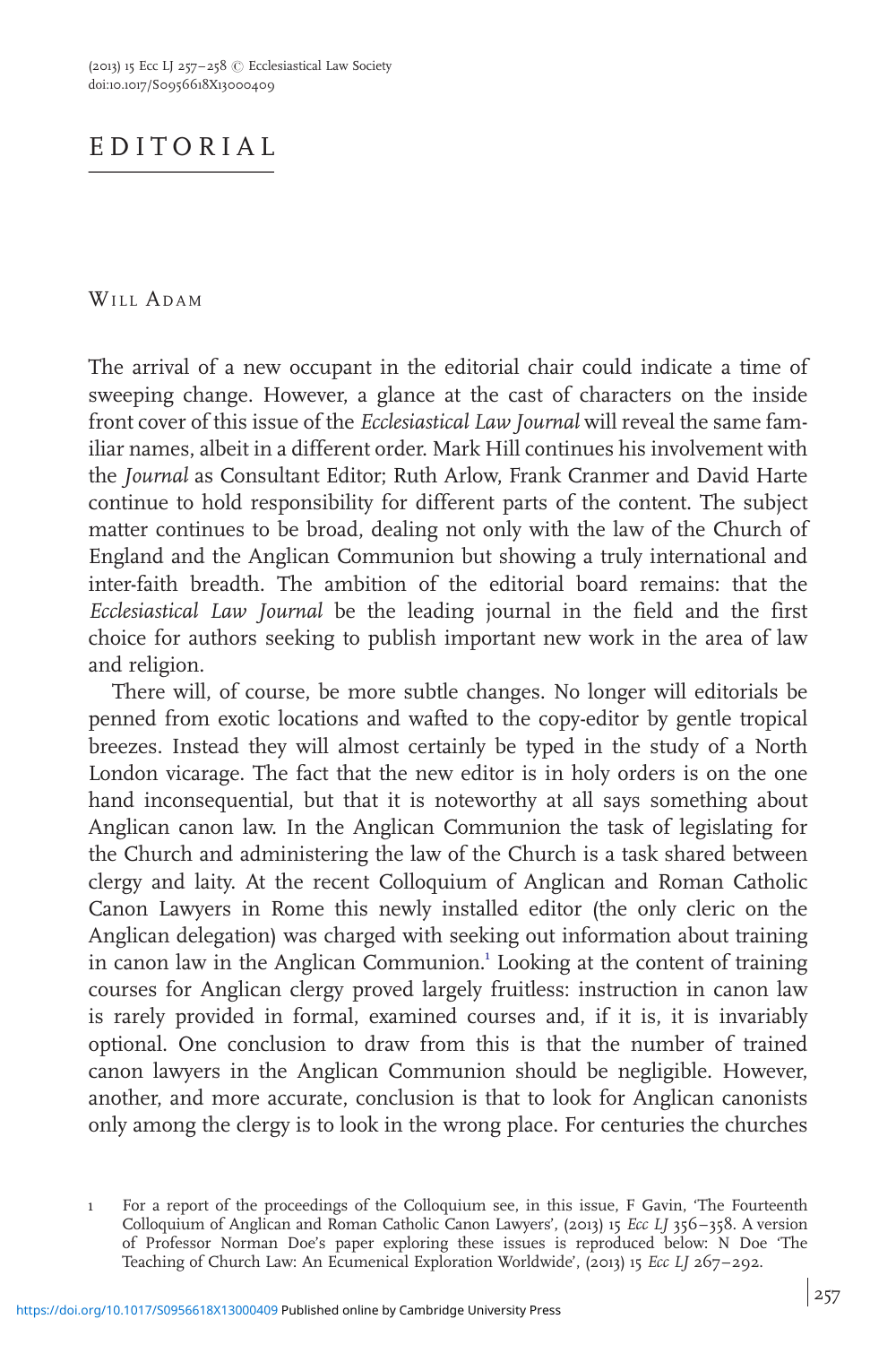# EDITORIAL

WILL ADAM

The arrival of a new occupant in the editorial chair could indicate a time of sweeping change. However, a glance at the cast of characters on the inside front cover of this issue of the *Ecclesiastical Law Journal* will reveal the same familiar names, albeit in a different order. Mark Hill continues his involvement with the *Journal* as Consultant Editor; Ruth Arlow, Frank Cranmer and David Harte continue to hold responsibility for different parts of the content. The subject matter continues to be broad, dealing not only with the law of the Church of England and the Anglican Communion but showing a truly international and inter-faith breadth. The ambition of the editorial board remains: that the *Ecclesiastical Law Journal* be the leading journal in the field and the first choice for authors seeking to publish important new work in the area of law and religion.

There will, of course, be more subtle changes. No longer will editorials be penned from exotic locations and wafted to the copy-editor by gentle tropical breezes. Instead they will almost certainly be typed in the study of a North London vicarage. The fact that the new editor is in holy orders is on the one hand inconsequential, but that it is noteworthy at all says something about Anglican canon law. In the Anglican Communion the task of legislating for the Church and administering the law of the Church is a task shared between clergy and laity. At the recent Colloquium of Anglican and Roman Catholic Canon Lawyers in Rome this newly installed editor (the only cleric on the Anglican delegation) was charged with seeking out information about training in canon law in the Anglican Communion.[1] Looking at the content of training courses for Anglican clergy proved largely fruitless: instruction in canon law is rarely provided in formal, examined courses and, if it is, it is invariably optional. One conclusion to draw from this is that the number of trained canon lawyers in the Anglican Communion should be negligible. However, another, and more accurate, conclusion is that to look for Anglican canonists only among the clergy is to look in the wrong place. For centuries the churches

---

1 For a report of the proceedings of the Colloquium see, in this issue, F Gavin, 'The Fourteenth Colloquium of Anglican and Roman Catholic Canon Lawyers', (2013) 15 *Ecc LJ* 356–358. A version of Professor Norman Doe's paper exploring these issues is reproduced below: N Doe 'The Teaching of Church Law: An Ecumenical Exploration Worldwide', (2013) 15 *Ecc LJ* 267–292.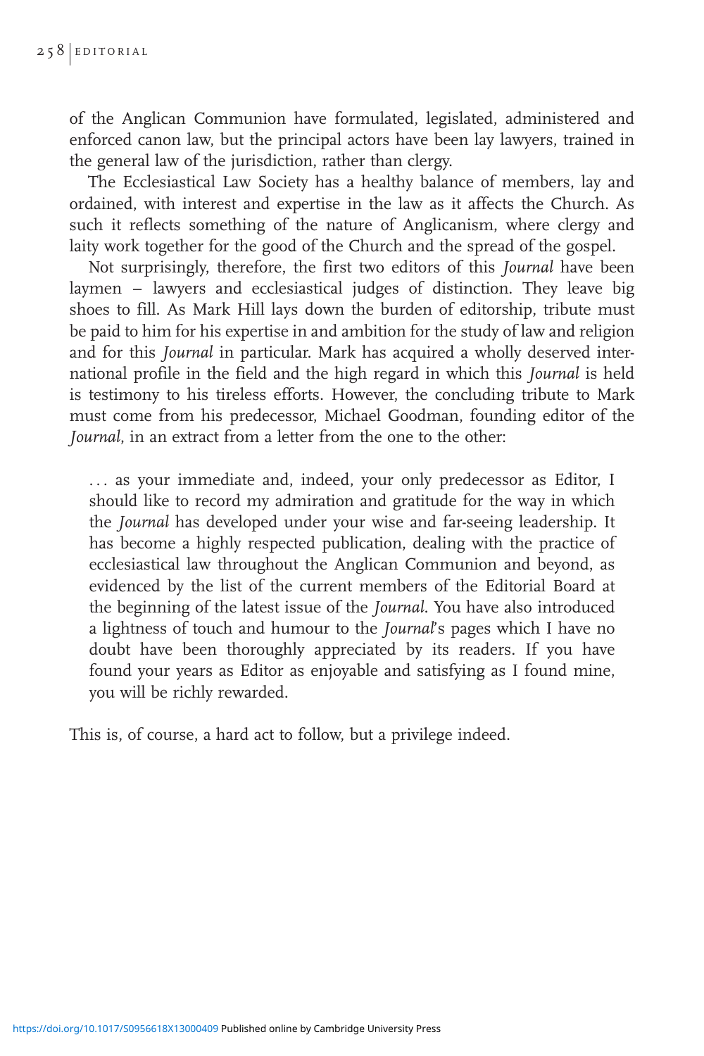of the Anglican Communion have formulated, legislated, administered and enforced canon law, but the principal actors have been lay lawyers, trained in the general law of the jurisdiction, rather than clergy.

The Ecclesiastical Law Society has a healthy balance of members, lay and ordained, with interest and expertise in the law as it affects the Church. As such it reflects something of the nature of Anglicanism, where clergy and laity work together for the good of the Church and the spread of the gospel.

Not surprisingly, therefore, the first two editors of this *Journal* have been laymen – lawyers and ecclesiastical judges of distinction. They leave big shoes to fill. As Mark Hill lays down the burden of editorship, tribute must be paid to him for his expertise in and ambition for the study of law and religion and for this *Journal* in particular. Mark has acquired a wholly deserved international profile in the field and the high regard in which this *Journal* is held is testimony to his tireless efforts. However, the concluding tribute to Mark must come from his predecessor, Michael Goodman, founding editor of the *Journal*, in an extract from a letter from the one to the other:

> … as your immediate and, indeed, your only predecessor as Editor, I should like to record my admiration and gratitude for the way in which the *Journal* has developed under your wise and far-seeing leadership. It has become a highly respected publication, dealing with the practice of ecclesiastical law throughout the Anglican Communion and beyond, as evidenced by the list of the current members of the Editorial Board at the beginning of the latest issue of the *Journal*. You have also introduced a lightness of touch and humour to the *Journal*'s pages which I have no doubt have been thoroughly appreciated by its readers. If you have found your years as Editor as enjoyable and satisfying as I found mine, you will be richly rewarded.

This is, of course, a hard act to follow, but a privilege indeed.